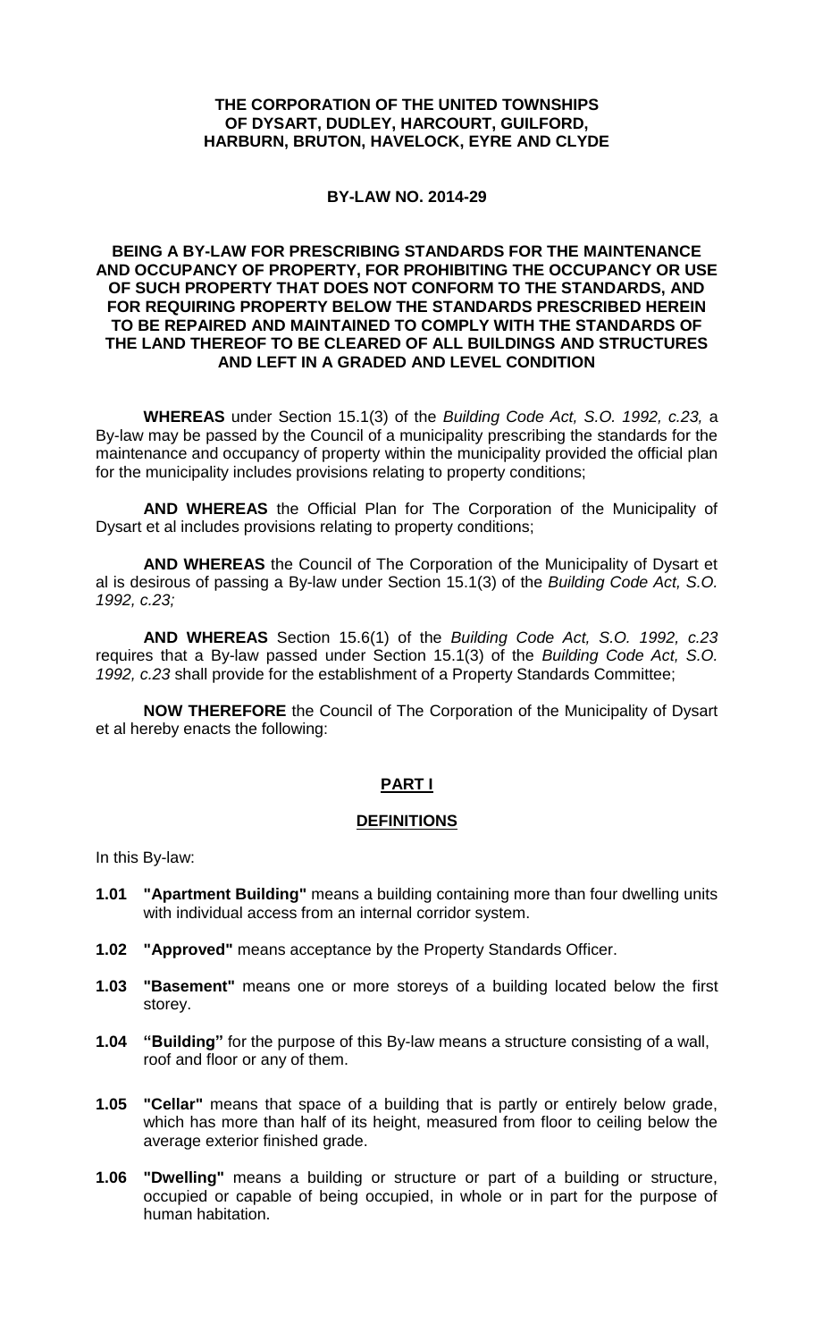**THE CORPORATION OF THE UNITED TOWNSHIPS OF DYSART, DUDLEY, HARCOURT, GUILFORD, HARBURN, BRUTON, HAVELOCK, EYRE AND CLYDE**

**BY-LAW NO. 2014-29**

**BEING A BY-LAW FOR PRESCRIBING STANDARDS FOR THE MAINTENANCE AND OCCUPANCY OF PROPERTY, FOR PROHIBITING THE OCCUPANCY OR USE OF SUCH PROPERTY THAT DOES NOT CONFORM TO THE STANDARDS, AND FOR REQUIRING PROPERTY BELOW THE STANDARDS PRESCRIBED HEREIN TO BE REPAIRED AND MAINTAINED TO COMPLY WITH THE STANDARDS OF THE LAND THEREOF TO BE CLEARED OF ALL BUILDINGS AND STRUCTURES AND LEFT IN A GRADED AND LEVEL CONDITION**

**WHEREAS** under Section 15.1(3) of the *Building Code Act, S.O. 1992, c.23,* a By-law may be passed by the Council of a municipality prescribing the standards for the maintenance and occupancy of property within the municipality provided the official plan for the municipality includes provisions relating to property conditions;

**AND WHEREAS** the Official Plan for The Corporation of the Municipality of Dysart et al includes provisions relating to property conditions;

**AND WHEREAS** the Council of The Corporation of the Municipality of Dysart et al is desirous of passing a By-law under Section 15.1(3) of the *Building Code Act, S.O. 1992, c.23;*

**AND WHEREAS** Section 15.6(1) of the *Building Code Act, S.O. 1992, c.23* requires that a By-law passed under Section 15.1(3) of the *Building Code Act, S.O. 1992, c.23* shall provide for the establishment of a Property Standards Committee;

**NOW THEREFORE** the Council of The Corporation of the Municipality of Dysart et al hereby enacts the following:

## PART I

## DEFINITIONS

In this By-law:

**1.01 "Apartment Building"** means a building containing more than four dwelling units with individual access from an internal corridor system.

**1.02 "Approved"** means acceptance by the Property Standards Officer.

**1.03 "Basement"** means one or more storeys of a building located below the first storey.

**1.04 "Building"** for the purpose of this By-law means a structure consisting of a wall, roof and floor or any of them.

**1.05 "Cellar"** means that space of a building that is partly or entirely below grade, which has more than half of its height, measured from floor to ceiling below the average exterior finished grade.

**1.06 "Dwelling"** means a building or structure or part of a building or structure, occupied or capable of being occupied, in whole or in part for the purpose of human habitation.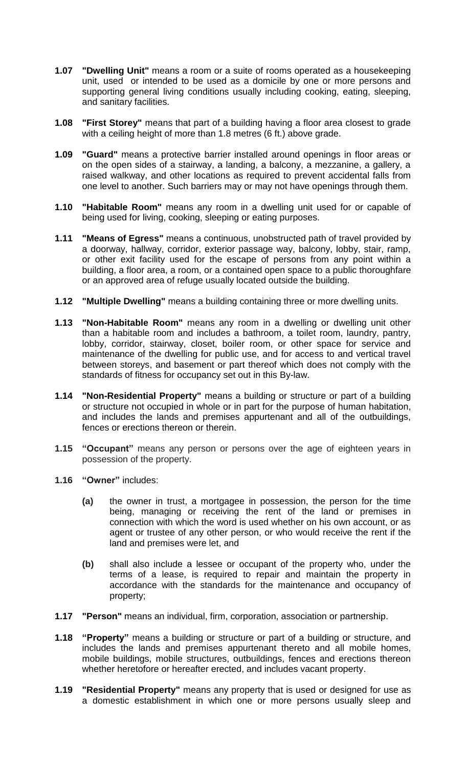**1.07 "Dwelling Unit"** means a room or a suite of rooms operated as a housekeeping unit, used or intended to be used as a domicile by one or more persons and supporting general living conditions usually including cooking, eating, sleeping, and sanitary facilities.

**1.08 "First Storey"** means that part of a building having a floor area closest to grade with a ceiling height of more than 1.8 metres (6 ft.) above grade.

**1.09 "Guard"** means a protective barrier installed around openings in floor areas or on the open sides of a stairway, a landing, a balcony, a mezzanine, a gallery, a raised walkway, and other locations as required to prevent accidental falls from one level to another. Such barriers may or may not have openings through them.

**1.10 "Habitable Room"** means any room in a dwelling unit used for or capable of being used for living, cooking, sleeping or eating purposes.

**1.11 "Means of Egress"** means a continuous, unobstructed path of travel provided by a doorway, hallway, corridor, exterior passage way, balcony, lobby, stair, ramp, or other exit facility used for the escape of persons from any point within a building, a floor area, a room, or a contained open space to a public thoroughfare or an approved area of refuge usually located outside the building.

**1.12 "Multiple Dwelling"** means a building containing three or more dwelling units.

**1.13 "Non-Habitable Room"** means any room in a dwelling or dwelling unit other than a habitable room and includes a bathroom, a toilet room, laundry, pantry, lobby, corridor, stairway, closet, boiler room, or other space for service and maintenance of the dwelling for public use, and for access to and vertical travel between storeys, and basement or part thereof which does not comply with the standards of fitness for occupancy set out in this By-law.

**1.14 "Non-Residential Property"** means a building or structure or part of a building or structure not occupied in whole or in part for the purpose of human habitation, and includes the lands and premises appurtenant and all of the outbuildings, fences or erections thereon or therein.

**1.15 "Occupant"** means any person or persons over the age of eighteen years in possession of the property.

**1.16 "Owner"** includes:

**(a)** the owner in trust, a mortgagee in possession, the person for the time being, managing or receiving the rent of the land or premises in connection with which the word is used whether on his own account, or as agent or trustee of any other person, or who would receive the rent if the land and premises were let, and

**(b)** shall also include a lessee or occupant of the property who, under the terms of a lease, is required to repair and maintain the property in accordance with the standards for the maintenance and occupancy of property;

**1.17 "Person"** means an individual, firm, corporation, association or partnership.

**1.18 "Property"** means a building or structure or part of a building or structure, and includes the lands and premises appurtenant thereto and all mobile homes, mobile buildings, mobile structures, outbuildings, fences and erections thereon whether heretofore or hereafter erected, and includes vacant property.

**1.19 "Residential Property"** means any property that is used or designed for use as a domestic establishment in which one or more persons usually sleep and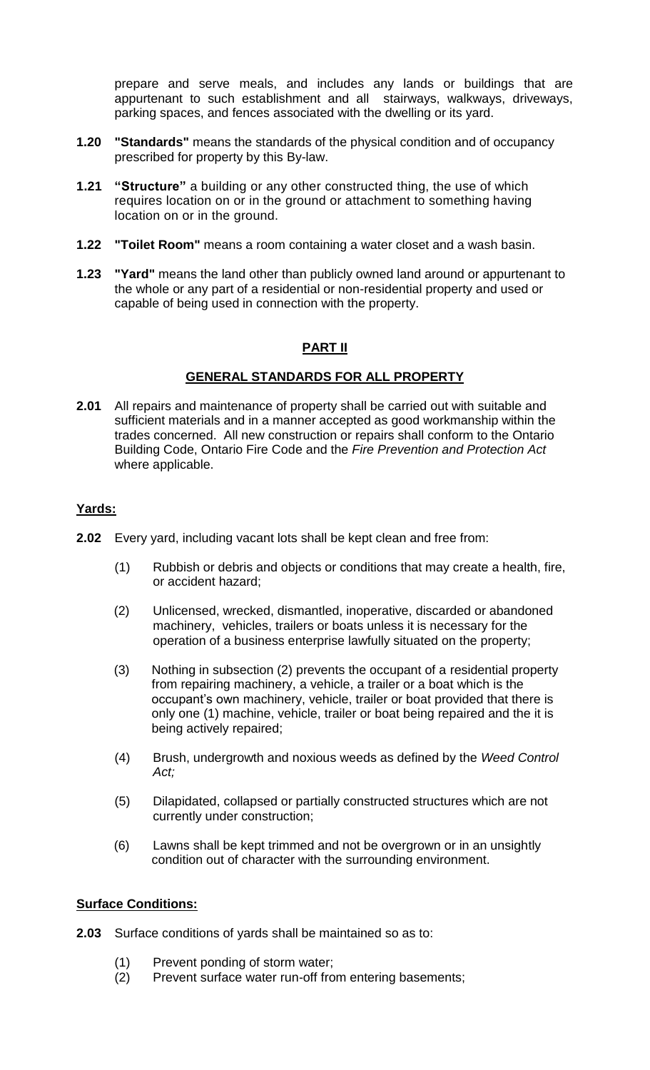prepare and serve meals, and includes any lands or buildings that are appurtenant to such establishment and all stairways, walkways, driveways, parking spaces, and fences associated with the dwelling or its yard.

**1.20** **"Standards"** means the standards of the physical condition and of occupancy prescribed for property by this By-law.

**1.21** **"Structure"** a building or any other constructed thing, the use of which requires location on or in the ground or attachment to something having location on or in the ground.

**1.22** **"Toilet Room"** means a room containing a water closet and a wash basin.

**1.23** **"Yard"** means the land other than publicly owned land around or appurtenant to the whole or any part of a residential or non-residential property and used or capable of being used in connection with the property.

## PART II

## GENERAL STANDARDS FOR ALL PROPERTY

**2.01** All repairs and maintenance of property shall be carried out with suitable and sufficient materials and in a manner accepted as good workmanship within the trades concerned. All new construction or repairs shall conform to the Ontario Building Code, Ontario Fire Code and the *Fire Prevention and Protection Act* where applicable.

### Yards:

**2.02** Every yard, including vacant lots shall be kept clean and free from:

(1) Rubbish or debris and objects or conditions that may create a health, fire, or accident hazard;

(2) Unlicensed, wrecked, dismantled, inoperative, discarded or abandoned machinery, vehicles, trailers or boats unless it is necessary for the operation of a business enterprise lawfully situated on the property;

(3) Nothing in subsection (2) prevents the occupant of a residential property from repairing machinery, a vehicle, a trailer or a boat which is the occupant's own machinery, vehicle, trailer or boat provided that there is only one (1) machine, vehicle, trailer or boat being repaired and the it is being actively repaired;

(4) Brush, undergrowth and noxious weeds as defined by the *Weed Control Act;*

(5) Dilapidated, collapsed or partially constructed structures which are not currently under construction;

(6) Lawns shall be kept trimmed and not be overgrown or in an unsightly condition out of character with the surrounding environment.

### Surface Conditions:

**2.03** Surface conditions of yards shall be maintained so as to:

(1) Prevent ponding of storm water;
(2) Prevent surface water run-off from entering basements;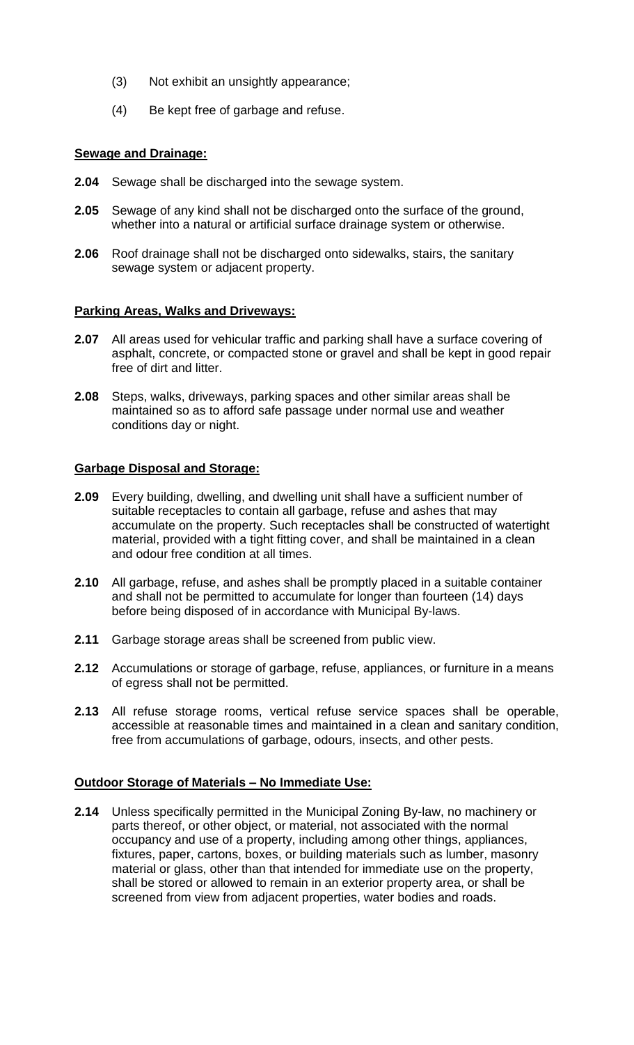(3) Not exhibit an unsightly appearance;

(4) Be kept free of garbage and refuse.

**Sewage and Drainage:**

**2.04** Sewage shall be discharged into the sewage system.

**2.05** Sewage of any kind shall not be discharged onto the surface of the ground, whether into a natural or artificial surface drainage system or otherwise.

**2.06** Roof drainage shall not be discharged onto sidewalks, stairs, the sanitary sewage system or adjacent property.

**Parking Areas, Walks and Driveways:**

**2.07** All areas used for vehicular traffic and parking shall have a surface covering of asphalt, concrete, or compacted stone or gravel and shall be kept in good repair free of dirt and litter.

**2.08** Steps, walks, driveways, parking spaces and other similar areas shall be maintained so as to afford safe passage under normal use and weather conditions day or night.

**Garbage Disposal and Storage:**

**2.09** Every building, dwelling, and dwelling unit shall have a sufficient number of suitable receptacles to contain all garbage, refuse and ashes that may accumulate on the property. Such receptacles shall be constructed of watertight material, provided with a tight fitting cover, and shall be maintained in a clean and odour free condition at all times.

**2.10** All garbage, refuse, and ashes shall be promptly placed in a suitable container and shall not be permitted to accumulate for longer than fourteen (14) days before being disposed of in accordance with Municipal By-laws.

**2.11** Garbage storage areas shall be screened from public view.

**2.12** Accumulations or storage of garbage, refuse, appliances, or furniture in a means of egress shall not be permitted.

**2.13** All refuse storage rooms, vertical refuse service spaces shall be operable, accessible at reasonable times and maintained in a clean and sanitary condition, free from accumulations of garbage, odours, insects, and other pests.

**Outdoor Storage of Materials – No Immediate Use:**

**2.14** Unless specifically permitted in the Municipal Zoning By-law, no machinery or parts thereof, or other object, or material, not associated with the normal occupancy and use of a property, including among other things, appliances, fixtures, paper, cartons, boxes, or building materials such as lumber, masonry material or glass, other than that intended for immediate use on the property, shall be stored or allowed to remain in an exterior property area, or shall be screened from view from adjacent properties, water bodies and roads.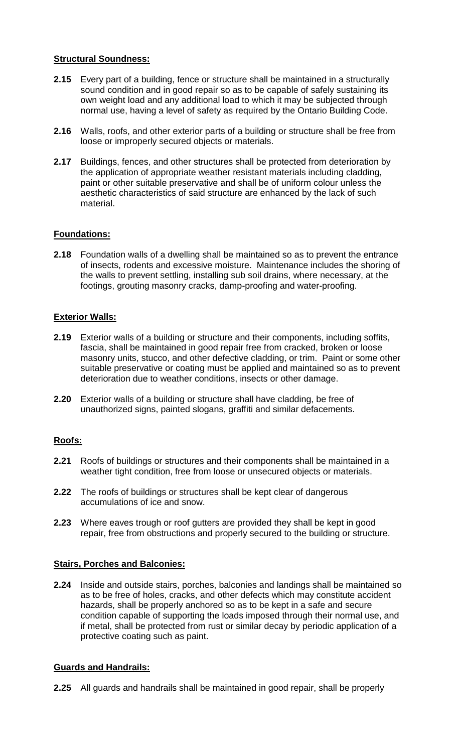**Structural Soundness:**

**2.15** Every part of a building, fence or structure shall be maintained in a structurally sound condition and in good repair so as to be capable of safely sustaining its own weight load and any additional load to which it may be subjected through normal use, having a level of safety as required by the Ontario Building Code.

**2.16** Walls, roofs, and other exterior parts of a building or structure shall be free from loose or improperly secured objects or materials.

**2.17** Buildings, fences, and other structures shall be protected from deterioration by the application of appropriate weather resistant materials including cladding, paint or other suitable preservative and shall be of uniform colour unless the aesthetic characteristics of said structure are enhanced by the lack of such material.

**Foundations:**

**2.18** Foundation walls of a dwelling shall be maintained so as to prevent the entrance of insects, rodents and excessive moisture. Maintenance includes the shoring of the walls to prevent settling, installing sub soil drains, where necessary, at the footings, grouting masonry cracks, damp-proofing and water-proofing.

**Exterior Walls:**

**2.19** Exterior walls of a building or structure and their components, including soffits, fascia, shall be maintained in good repair free from cracked, broken or loose masonry units, stucco, and other defective cladding, or trim. Paint or some other suitable preservative or coating must be applied and maintained so as to prevent deterioration due to weather conditions, insects or other damage.

**2.20** Exterior walls of a building or structure shall have cladding, be free of unauthorized signs, painted slogans, graffiti and similar defacements.

**Roofs:**

**2.21** Roofs of buildings or structures and their components shall be maintained in a weather tight condition, free from loose or unsecured objects or materials.

**2.22** The roofs of buildings or structures shall be kept clear of dangerous accumulations of ice and snow.

**2.23** Where eaves trough or roof gutters are provided they shall be kept in good repair, free from obstructions and properly secured to the building or structure.

**Stairs, Porches and Balconies:**

**2.24** Inside and outside stairs, porches, balconies and landings shall be maintained so as to be free of holes, cracks, and other defects which may constitute accident hazards, shall be properly anchored so as to be kept in a safe and secure condition capable of supporting the loads imposed through their normal use, and if metal, shall be protected from rust or similar decay by periodic application of a protective coating such as paint.

**Guards and Handrails:**

**2.25** All guards and handrails shall be maintained in good repair, shall be properly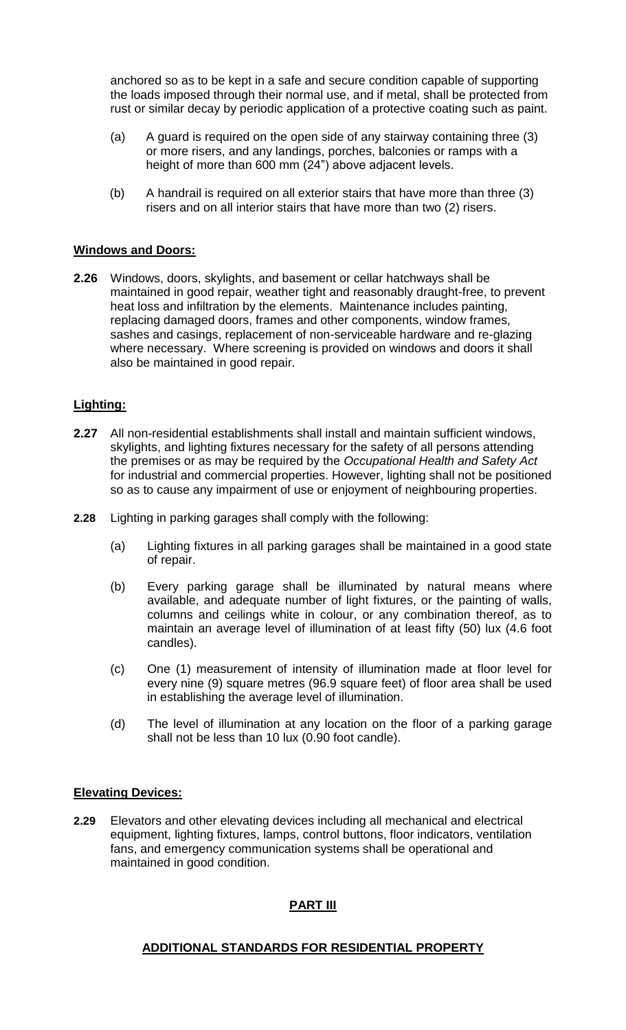anchored so as to be kept in a safe and secure condition capable of supporting the loads imposed through their normal use, and if metal, shall be protected from rust or similar decay by periodic application of a protective coating such as paint.

(a) A guard is required on the open side of any stairway containing three (3) or more risers, and any landings, porches, balconies or ramps with a height of more than 600 mm (24") above adjacent levels.

(b) A handrail is required on all exterior stairs that have more than three (3) risers and on all interior stairs that have more than two (2) risers.

**Windows and Doors:**

**2.26** Windows, doors, skylights, and basement or cellar hatchways shall be maintained in good repair, weather tight and reasonably draught-free, to prevent heat loss and infiltration by the elements. Maintenance includes painting, replacing damaged doors, frames and other components, window frames, sashes and casings, replacement of non-serviceable hardware and re-glazing where necessary. Where screening is provided on windows and doors it shall also be maintained in good repair.

**Lighting:**

**2.27** All non-residential establishments shall install and maintain sufficient windows, skylights, and lighting fixtures necessary for the safety of all persons attending the premises or as may be required by the *Occupational Health and Safety Act* for industrial and commercial properties. However, lighting shall not be positioned so as to cause any impairment of use or enjoyment of neighbouring properties.

**2.28** Lighting in parking garages shall comply with the following:

(a) Lighting fixtures in all parking garages shall be maintained in a good state of repair.

(b) Every parking garage shall be illuminated by natural means where available, and adequate number of light fixtures, or the painting of walls, columns and ceilings white in colour, or any combination thereof, as to maintain an average level of illumination of at least fifty (50) lux (4.6 foot candles).

(c) One (1) measurement of intensity of illumination made at floor level for every nine (9) square metres (96.9 square feet) of floor area shall be used in establishing the average level of illumination.

(d) The level of illumination at any location on the floor of a parking garage shall not be less than 10 lux (0.90 foot candle).

**Elevating Devices:**

**2.29** Elevators and other elevating devices including all mechanical and electrical equipment, lighting fixtures, lamps, control buttons, floor indicators, ventilation fans, and emergency communication systems shall be operational and maintained in good condition.

## PART III

## ADDITIONAL STANDARDS FOR RESIDENTIAL PROPERTY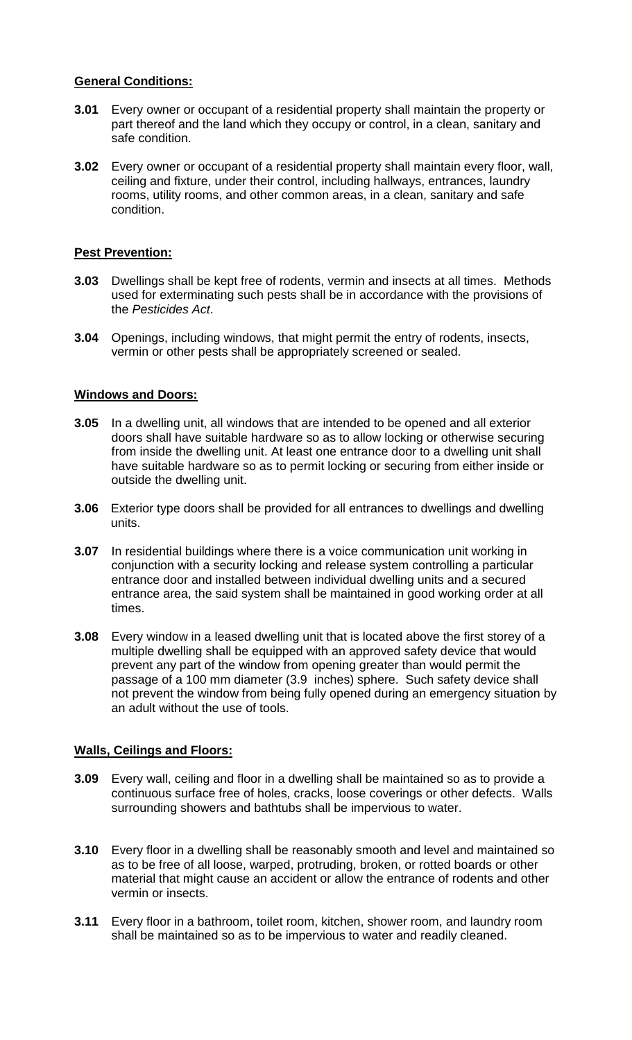**General Conditions:**

**3.01** Every owner or occupant of a residential property shall maintain the property or part thereof and the land which they occupy or control, in a clean, sanitary and safe condition.

**3.02** Every owner or occupant of a residential property shall maintain every floor, wall, ceiling and fixture, under their control, including hallways, entrances, laundry rooms, utility rooms, and other common areas, in a clean, sanitary and safe condition.

**Pest Prevention:**

**3.03** Dwellings shall be kept free of rodents, vermin and insects at all times. Methods used for exterminating such pests shall be in accordance with the provisions of the *Pesticides Act*.

**3.04** Openings, including windows, that might permit the entry of rodents, insects, vermin or other pests shall be appropriately screened or sealed.

**Windows and Doors:**

**3.05** In a dwelling unit, all windows that are intended to be opened and all exterior doors shall have suitable hardware so as to allow locking or otherwise securing from inside the dwelling unit. At least one entrance door to a dwelling unit shall have suitable hardware so as to permit locking or securing from either inside or outside the dwelling unit.

**3.06** Exterior type doors shall be provided for all entrances to dwellings and dwelling units.

**3.07** In residential buildings where there is a voice communication unit working in conjunction with a security locking and release system controlling a particular entrance door and installed between individual dwelling units and a secured entrance area, the said system shall be maintained in good working order at all times.

**3.08** Every window in a leased dwelling unit that is located above the first storey of a multiple dwelling shall be equipped with an approved safety device that would prevent any part of the window from opening greater than would permit the passage of a 100 mm diameter (3.9 inches) sphere. Such safety device shall not prevent the window from being fully opened during an emergency situation by an adult without the use of tools.

**Walls, Ceilings and Floors:**

**3.09** Every wall, ceiling and floor in a dwelling shall be maintained so as to provide a continuous surface free of holes, cracks, loose coverings or other defects. Walls surrounding showers and bathtubs shall be impervious to water.

**3.10** Every floor in a dwelling shall be reasonably smooth and level and maintained so as to be free of all loose, warped, protruding, broken, or rotted boards or other material that might cause an accident or allow the entrance of rodents and other vermin or insects.

**3.11** Every floor in a bathroom, toilet room, kitchen, shower room, and laundry room shall be maintained so as to be impervious to water and readily cleaned.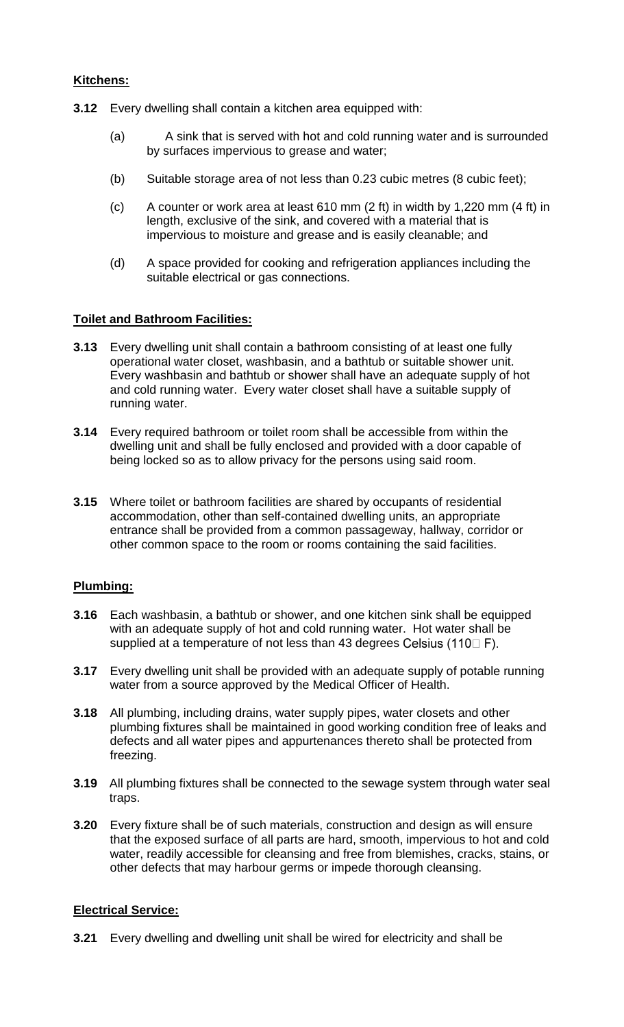**Kitchens:**

**3.12** Every dwelling shall contain a kitchen area equipped with:

(a) A sink that is served with hot and cold running water and is surrounded by surfaces impervious to grease and water;

(b) Suitable storage area of not less than 0.23 cubic metres (8 cubic feet);

(c) A counter or work area at least 610 mm (2 ft) in width by 1,220 mm (4 ft) in length, exclusive of the sink, and covered with a material that is impervious to moisture and grease and is easily cleanable; and

(d) A space provided for cooking and refrigeration appliances including the suitable electrical or gas connections.

**Toilet and Bathroom Facilities:**

**3.13** Every dwelling unit shall contain a bathroom consisting of at least one fully operational water closet, washbasin, and a bathtub or suitable shower unit. Every washbasin and bathtub or shower shall have an adequate supply of hot and cold running water. Every water closet shall have a suitable supply of running water.

**3.14** Every required bathroom or toilet room shall be accessible from within the dwelling unit and shall be fully enclosed and provided with a door capable of being locked so as to allow privacy for the persons using said room.

**3.15** Where toilet or bathroom facilities are shared by occupants of residential accommodation, other than self-contained dwelling units, an appropriate entrance shall be provided from a common passageway, hallway, corridor or other common space to the room or rooms containing the said facilities.

**Plumbing:**

**3.16** Each washbasin, a bathtub or shower, and one kitchen sink shall be equipped with an adequate supply of hot and cold running water. Hot water shall be supplied at a temperature of not less than 43 degrees Celsius (110° F).

**3.17** Every dwelling unit shall be provided with an adequate supply of potable running water from a source approved by the Medical Officer of Health.

**3.18** All plumbing, including drains, water supply pipes, water closets and other plumbing fixtures shall be maintained in good working condition free of leaks and defects and all water pipes and appurtenances thereto shall be protected from freezing.

**3.19** All plumbing fixtures shall be connected to the sewage system through water seal traps.

**3.20** Every fixture shall be of such materials, construction and design as will ensure that the exposed surface of all parts are hard, smooth, impervious to hot and cold water, readily accessible for cleansing and free from blemishes, cracks, stains, or other defects that may harbour germs or impede thorough cleansing.

**Electrical Service:**

**3.21** Every dwelling and dwelling unit shall be wired for electricity and shall be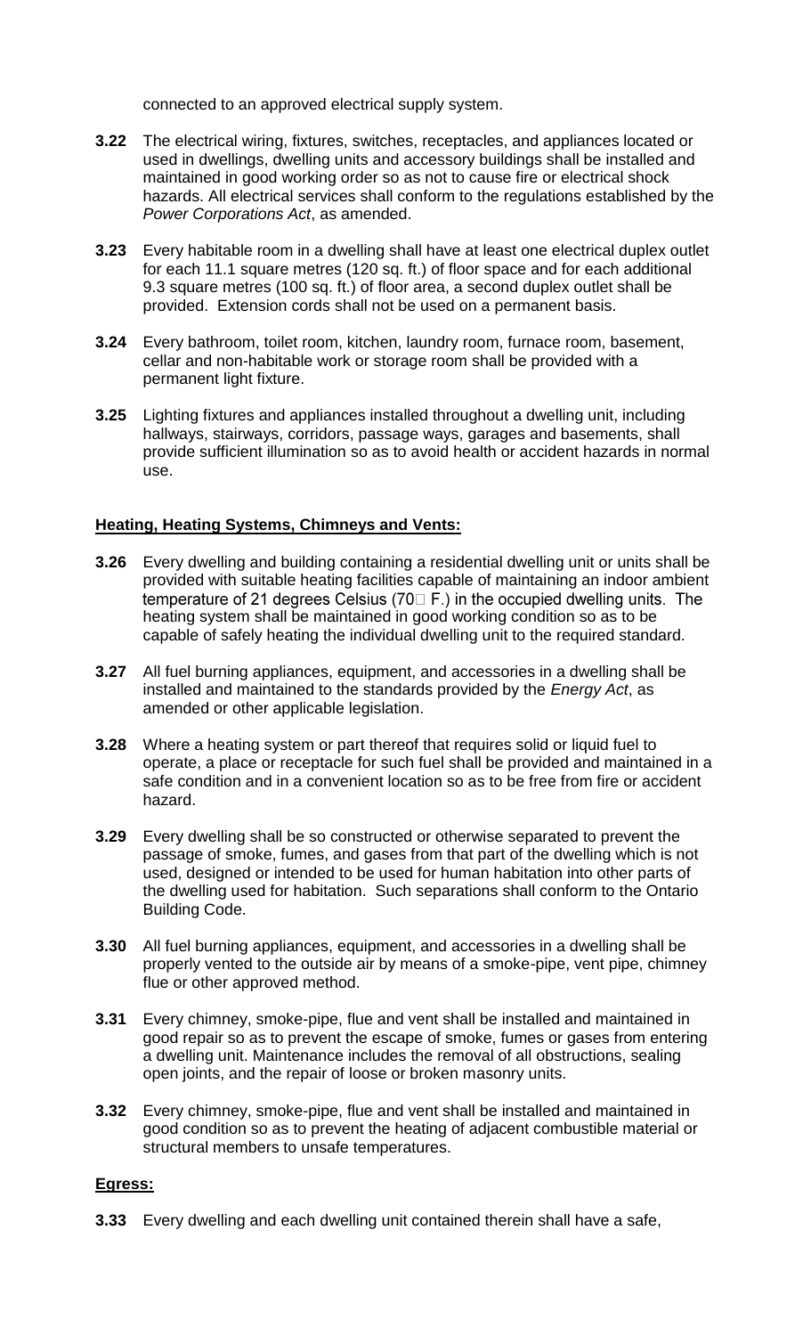connected to an approved electrical supply system.

**3.22** The electrical wiring, fixtures, switches, receptacles, and appliances located or used in dwellings, dwelling units and accessory buildings shall be installed and maintained in good working order so as not to cause fire or electrical shock hazards. All electrical services shall conform to the regulations established by the *Power Corporations Act*, as amended.

**3.23** Every habitable room in a dwelling shall have at least one electrical duplex outlet for each 11.1 square metres (120 sq. ft.) of floor space and for each additional 9.3 square metres (100 sq. ft.) of floor area, a second duplex outlet shall be provided. Extension cords shall not be used on a permanent basis.

**3.24** Every bathroom, toilet room, kitchen, laundry room, furnace room, basement, cellar and non-habitable work or storage room shall be provided with a permanent light fixture.

**3.25** Lighting fixtures and appliances installed throughout a dwelling unit, including hallways, stairways, corridors, passage ways, garages and basements, shall provide sufficient illumination so as to avoid health or accident hazards in normal use.

**Heating, Heating Systems, Chimneys and Vents:**

**3.26** Every dwelling and building containing a residential dwelling unit or units shall be provided with suitable heating facilities capable of maintaining an indoor ambient temperature of 21 degrees Celsius (70° F.) in the occupied dwelling units. The heating system shall be maintained in good working condition so as to be capable of safely heating the individual dwelling unit to the required standard.

**3.27** All fuel burning appliances, equipment, and accessories in a dwelling shall be installed and maintained to the standards provided by the *Energy Act*, as amended or other applicable legislation.

**3.28** Where a heating system or part thereof that requires solid or liquid fuel to operate, a place or receptacle for such fuel shall be provided and maintained in a safe condition and in a convenient location so as to be free from fire or accident hazard.

**3.29** Every dwelling shall be so constructed or otherwise separated to prevent the passage of smoke, fumes, and gases from that part of the dwelling which is not used, designed or intended to be used for human habitation into other parts of the dwelling used for habitation. Such separations shall conform to the Ontario Building Code.

**3.30** All fuel burning appliances, equipment, and accessories in a dwelling shall be properly vented to the outside air by means of a smoke-pipe, vent pipe, chimney flue or other approved method.

**3.31** Every chimney, smoke-pipe, flue and vent shall be installed and maintained in good repair so as to prevent the escape of smoke, fumes or gases from entering a dwelling unit. Maintenance includes the removal of all obstructions, sealing open joints, and the repair of loose or broken masonry units.

**3.32** Every chimney, smoke-pipe, flue and vent shall be installed and maintained in good condition so as to prevent the heating of adjacent combustible material or structural members to unsafe temperatures.

**Egress:**

**3.33** Every dwelling and each dwelling unit contained therein shall have a safe,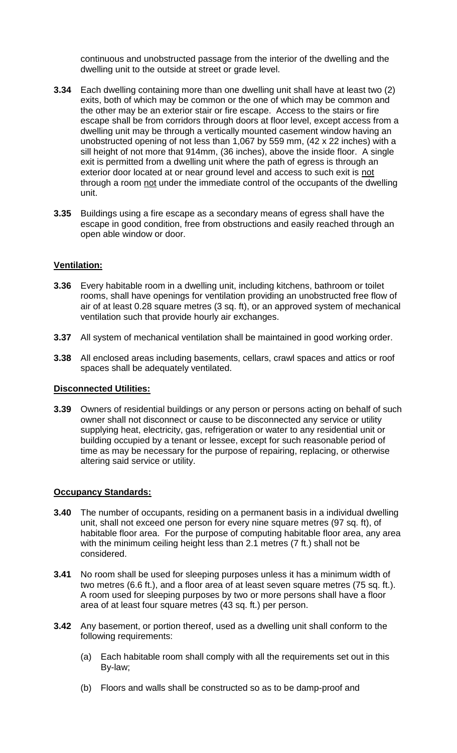continuous and unobstructed passage from the interior of the dwelling and the dwelling unit to the outside at street or grade level.

**3.34** Each dwelling containing more than one dwelling unit shall have at least two (2) exits, both of which may be common or the one of which may be common and the other may be an exterior stair or fire escape. Access to the stairs or fire escape shall be from corridors through doors at floor level, except access from a dwelling unit may be through a vertically mounted casement window having an unobstructed opening of not less than 1,067 by 559 mm, (42 x 22 inches) with a sill height of not more that 914mm, (36 inches), above the inside floor. A single exit is permitted from a dwelling unit where the path of egress is through an exterior door located at or near ground level and access to such exit is <u>not</u> through a room <u>not</u> under the immediate control of the occupants of the dwelling unit.

**3.35** Buildings using a fire escape as a secondary means of egress shall have the escape in good condition, free from obstructions and easily reached through an open able window or door.

**<u>Ventilation:</u>**

**3.36** Every habitable room in a dwelling unit, including kitchens, bathroom or toilet rooms, shall have openings for ventilation providing an unobstructed free flow of air of at least 0.28 square metres (3 sq. ft), or an approved system of mechanical ventilation such that provide hourly air exchanges.

**3.37** All system of mechanical ventilation shall be maintained in good working order.

**3.38** All enclosed areas including basements, cellars, crawl spaces and attics or roof spaces shall be adequately ventilated.

**<u>Disconnected Utilities:</u>**

**3.39** Owners of residential buildings or any person or persons acting on behalf of such owner shall not disconnect or cause to be disconnected any service or utility supplying heat, electricity, gas, refrigeration or water to any residential unit or building occupied by a tenant or lessee, except for such reasonable period of time as may be necessary for the purpose of repairing, replacing, or otherwise altering said service or utility.

**<u>Occupancy Standards:</u>**

**3.40** The number of occupants, residing on a permanent basis in a individual dwelling unit, shall not exceed one person for every nine square metres (97 sq. ft), of habitable floor area. For the purpose of computing habitable floor area, any area with the minimum ceiling height less than 2.1 metres (7 ft.) shall not be considered.

**3.41** No room shall be used for sleeping purposes unless it has a minimum width of two metres (6.6 ft.), and a floor area of at least seven square metres (75 sq. ft.). A room used for sleeping purposes by two or more persons shall have a floor area of at least four square metres (43 sq. ft.) per person.

**3.42** Any basement, or portion thereof, used as a dwelling unit shall conform to the following requirements:

(a) Each habitable room shall comply with all the requirements set out in this By-law;

(b) Floors and walls shall be constructed so as to be damp-proof and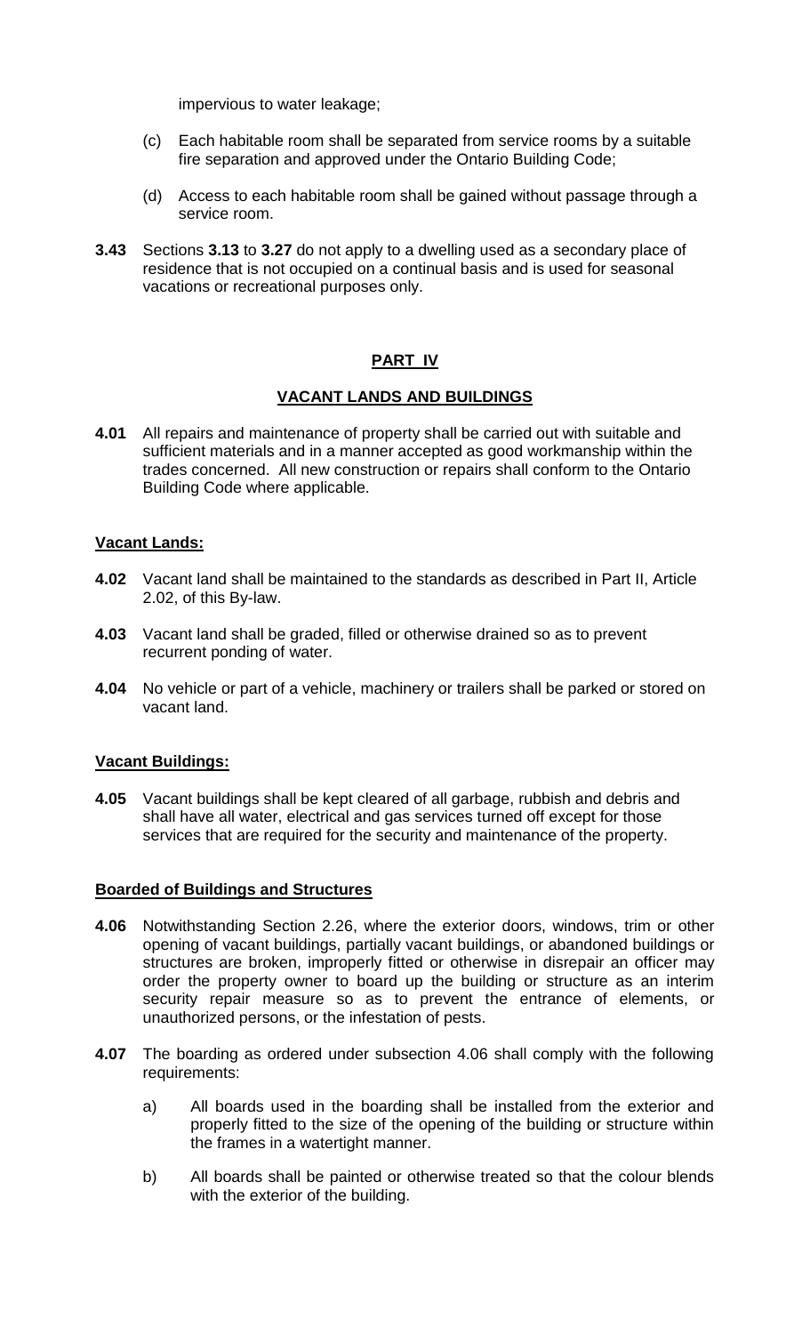impervious to water leakage;

(c) Each habitable room shall be separated from service rooms by a suitable fire separation and approved under the Ontario Building Code;

(d) Access to each habitable room shall be gained without passage through a service room.

**3.43** Sections **3.13** to **3.27** do not apply to a dwelling used as a secondary place of residence that is not occupied on a continual basis and is used for seasonal vacations or recreational purposes only.

## PART IV

## VACANT LANDS AND BUILDINGS

**4.01** All repairs and maintenance of property shall be carried out with suitable and sufficient materials and in a manner accepted as good workmanship within the trades concerned. All new construction or repairs shall conform to the Ontario Building Code where applicable.

### Vacant Lands:

**4.02** Vacant land shall be maintained to the standards as described in Part II, Article 2.02, of this By-law.

**4.03** Vacant land shall be graded, filled or otherwise drained so as to prevent recurrent ponding of water.

**4.04** No vehicle or part of a vehicle, machinery or trailers shall be parked or stored on vacant land.

### Vacant Buildings:

**4.05** Vacant buildings shall be kept cleared of all garbage, rubbish and debris and shall have all water, electrical and gas services turned off except for those services that are required for the security and maintenance of the property.

### Boarded of Buildings and Structures

**4.06** Notwithstanding Section 2.26, where the exterior doors, windows, trim or other opening of vacant buildings, partially vacant buildings, or abandoned buildings or structures are broken, improperly fitted or otherwise in disrepair an officer may order the property owner to board up the building or structure as an interim security repair measure so as to prevent the entrance of elements, or unauthorized persons, or the infestation of pests.

**4.07** The boarding as ordered under subsection 4.06 shall comply with the following requirements:

a) All boards used in the boarding shall be installed from the exterior and properly fitted to the size of the opening of the building or structure within the frames in a watertight manner.

b) All boards shall be painted or otherwise treated so that the colour blends with the exterior of the building.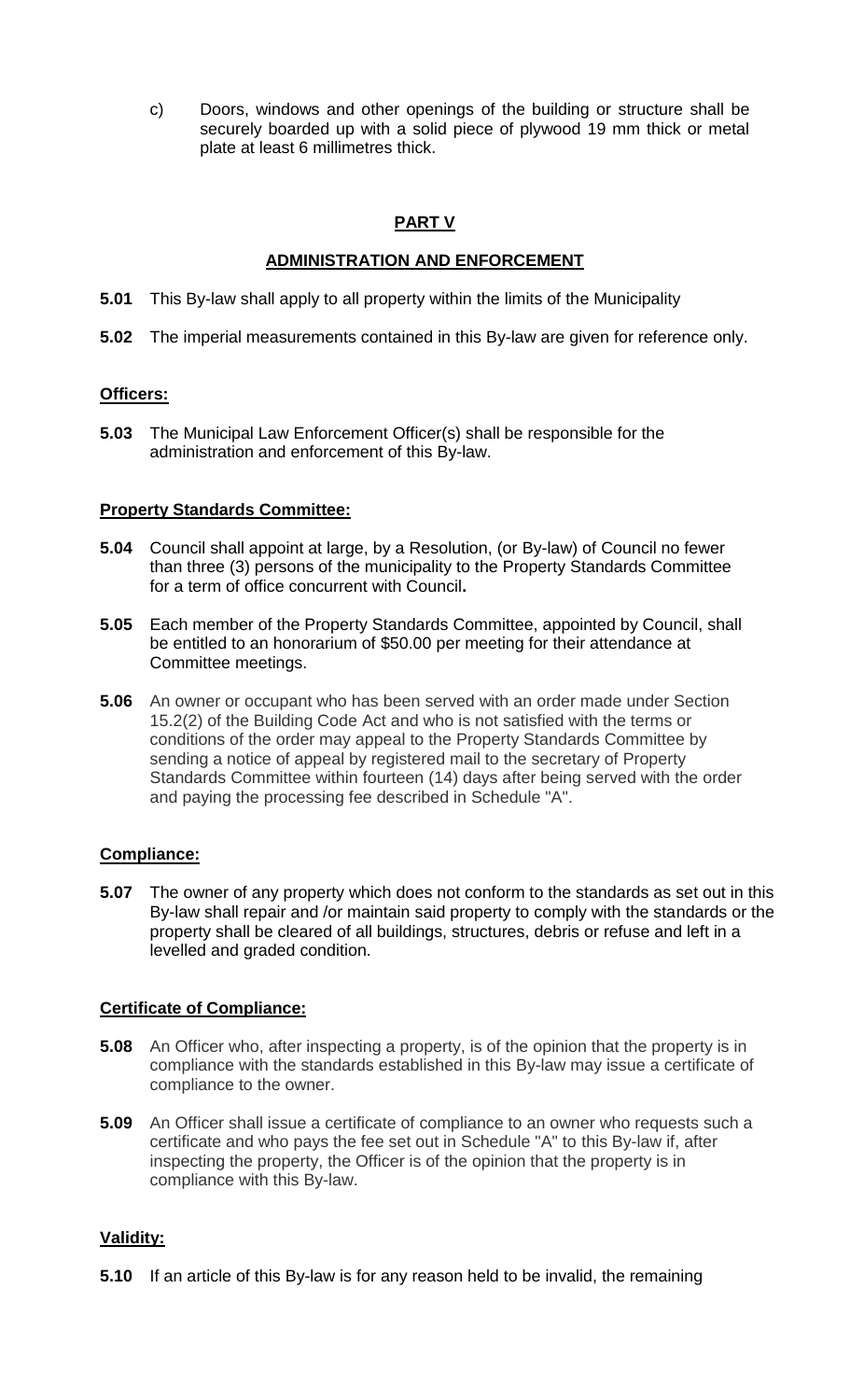c) Doors, windows and other openings of the building or structure shall be securely boarded up with a solid piece of plywood 19 mm thick or metal plate at least 6 millimetres thick.

## PART V

## ADMINISTRATION AND ENFORCEMENT

**5.01** This By-law shall apply to all property within the limits of the Municipality

**5.02** The imperial measurements contained in this By-law are given for reference only.

### Officers:

**5.03** The Municipal Law Enforcement Officer(s) shall be responsible for the administration and enforcement of this By-law.

### Property Standards Committee:

**5.04** Council shall appoint at large, by a Resolution, (or By-law) of Council no fewer than three (3) persons of the municipality to the Property Standards Committee for a term of office concurrent with Council**.**

**5.05** Each member of the Property Standards Committee, appointed by Council, shall be entitled to an honorarium of $50.00 per meeting for their attendance at Committee meetings.

**5.06** An owner or occupant who has been served with an order made under Section 15.2(2) of the Building Code Act and who is not satisfied with the terms or conditions of the order may appeal to the Property Standards Committee by sending a notice of appeal by registered mail to the secretary of Property Standards Committee within fourteen (14) days after being served with the order and paying the processing fee described in Schedule "A".

### Compliance:

**5.07** The owner of any property which does not conform to the standards as set out in this By-law shall repair and /or maintain said property to comply with the standards or the property shall be cleared of all buildings, structures, debris or refuse and left in a levelled and graded condition.

### Certificate of Compliance:

**5.08** An Officer who, after inspecting a property, is of the opinion that the property is in compliance with the standards established in this By-law may issue a certificate of compliance to the owner.

**5.09** An Officer shall issue a certificate of compliance to an owner who requests such a certificate and who pays the fee set out in Schedule "A" to this By-law if, after inspecting the property, the Officer is of the opinion that the property is in compliance with this By-law.

### Validity:

**5.10** If an article of this By-law is for any reason held to be invalid, the remaining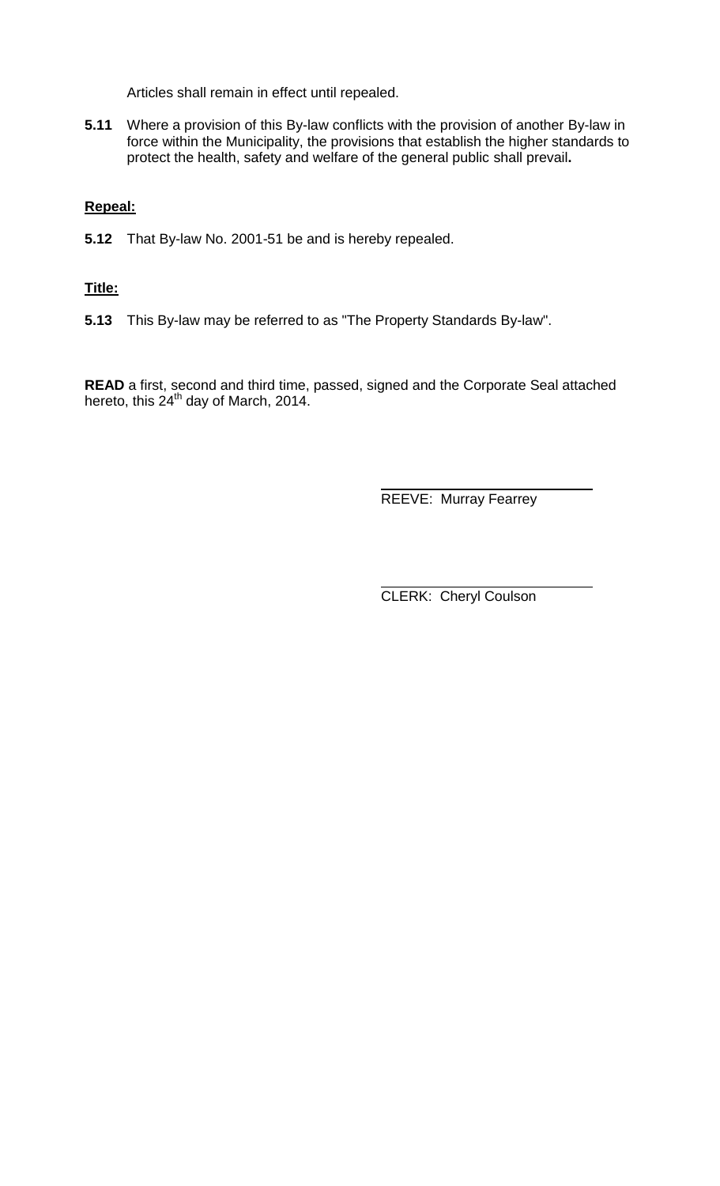Articles shall remain in effect until repealed.

**5.11** Where a provision of this By-law conflicts with the provision of another By-law in force within the Municipality, the provisions that establish the higher standards to protect the health, safety and welfare of the general public shall prevail**.**

**Repeal:**

**5.12** That By-law No. 2001-51 be and is hereby repealed.

**Title:**

**5.13** This By-law may be referred to as "The Property Standards By-law".

**READ** a first, second and third time, passed, signed and the Corporate Seal attached hereto, this 24th day of March, 2014.

REEVE: Murray Fearrey

CLERK: Cheryl Coulson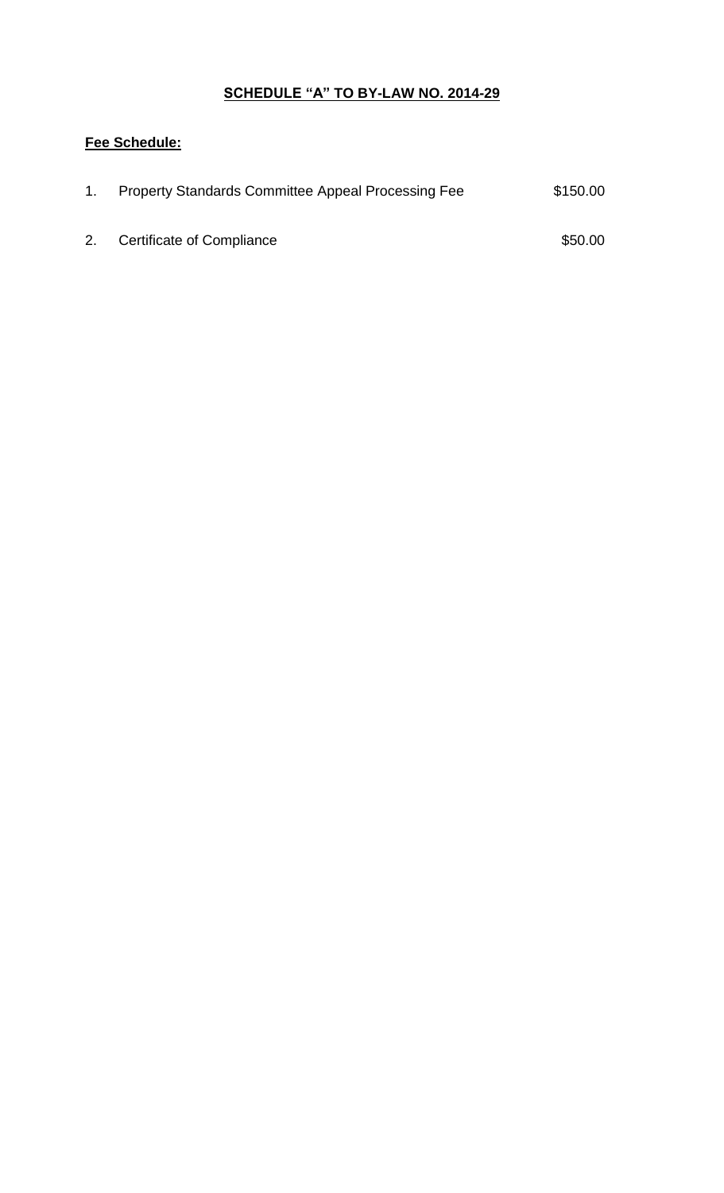# SCHEDULE "A" TO BY-LAW NO. 2014-29

**Fee Schedule:**

| | | |
|---|---|---|
| 1. | Property Standards Committee Appeal Processing Fee | $150.00 |
| 2. | Certificate of Compliance | $50.00 |